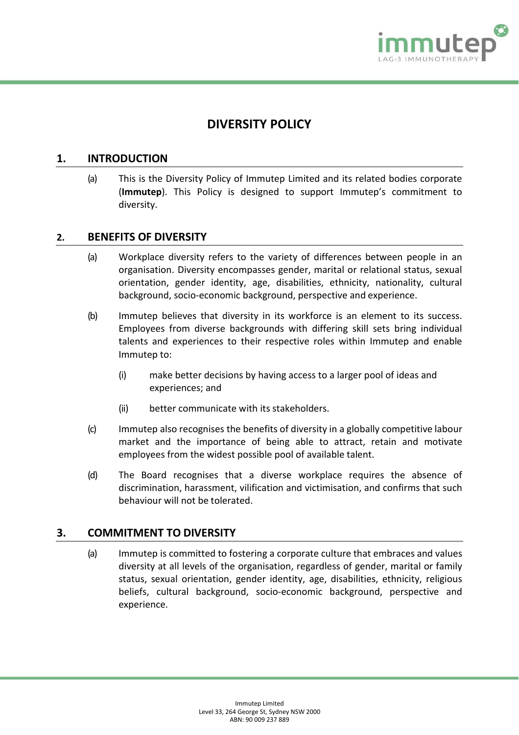# DIVERSITY POLICY

## 1. INTRODUCTION

(a) This is the Diversity Policy of Immutep Limited and its related bodies corporate (**Immutep**). This Policy is designed to support Immutep's commitment to diversity.

## 2. BENEFITS OF DIVERSITY

(a) Workplace diversity refers to the variety of differences between people in an organisation. Diversity encompasses gender, marital or relational status, sexual orientation, gender identity, age, disabilities, ethnicity, nationality, cultural background, socio-economic background, perspective and experience.

(b) Immutep believes that diversity in its workforce is an element to its success. Employees from diverse backgrounds with differing skill sets bring individual talents and experiences to their respective roles within Immutep and enable Immutep to:

(i) make better decisions by having access to a larger pool of ideas and experiences; and

(ii) better communicate with its stakeholders.

(c) Immutep also recognises the benefits of diversity in a globally competitive labour market and the importance of being able to attract, retain and motivate employees from the widest possible pool of available talent.

(d) The Board recognises that a diverse workplace requires the absence of discrimination, harassment, vilification and victimisation, and confirms that such behaviour will not be tolerated.

## 3. COMMITMENT TO DIVERSITY

(a) Immutep is committed to fostering a corporate culture that embraces and values diversity at all levels of the organisation, regardless of gender, marital or family status, sexual orientation, gender identity, age, disabilities, ethnicity, religious beliefs, cultural background, socio-economic background, perspective and experience.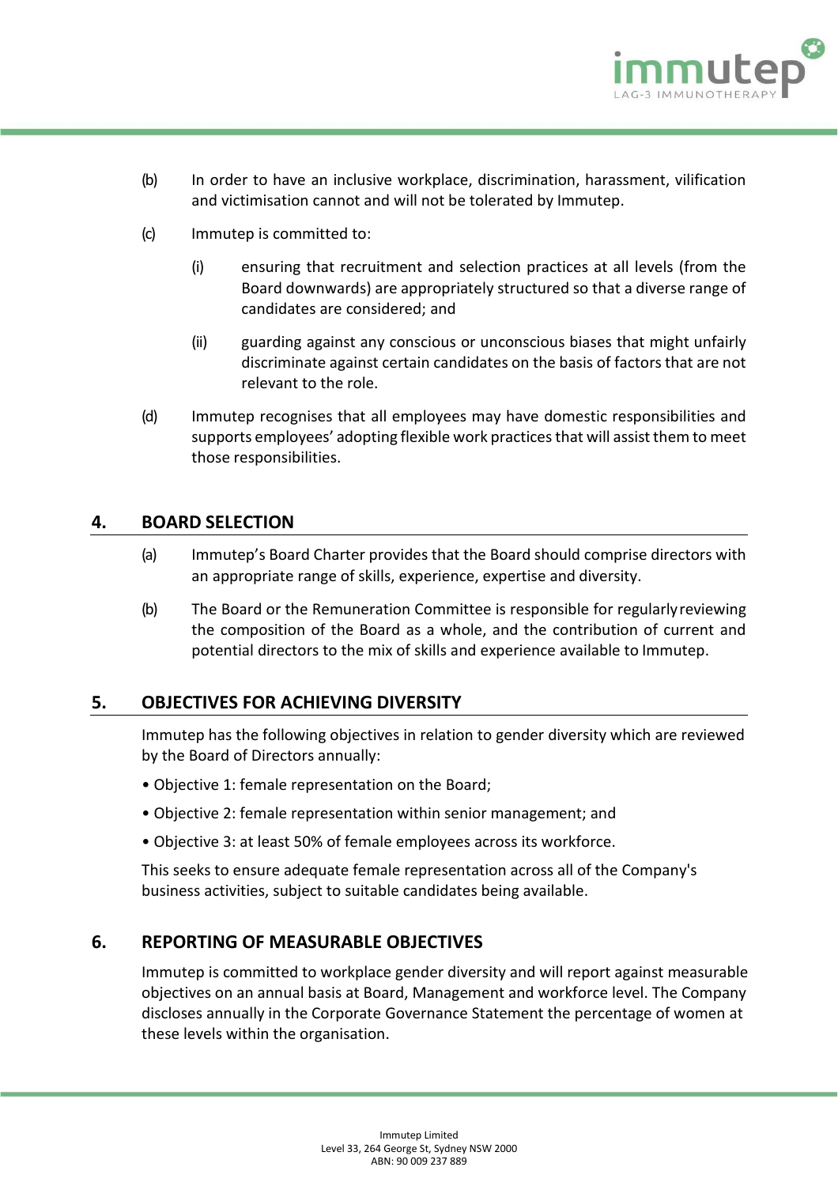(b) In order to have an inclusive workplace, discrimination, harassment, vilification and victimisation cannot and will not be tolerated by Immutep.

(c) Immutep is committed to:

(i) ensuring that recruitment and selection practices at all levels (from the Board downwards) are appropriately structured so that a diverse range of candidates are considered; and

(ii) guarding against any conscious or unconscious biases that might unfairly discriminate against certain candidates on the basis of factors that are not relevant to the role.

(d) Immutep recognises that all employees may have domestic responsibilities and supports employees' adopting flexible work practices that will assist them to meet those responsibilities.

## 4. BOARD SELECTION

(a) Immutep's Board Charter provides that the Board should comprise directors with an appropriate range of skills, experience, expertise and diversity.

(b) The Board or the Remuneration Committee is responsible for regularly reviewing the composition of the Board as a whole, and the contribution of current and potential directors to the mix of skills and experience available to Immutep.

## 5. OBJECTIVES FOR ACHIEVING DIVERSITY

Immutep has the following objectives in relation to gender diversity which are reviewed by the Board of Directors annually:

- Objective 1: female representation on the Board;
- Objective 2: female representation within senior management; and
- Objective 3: at least 50% of female employees across its workforce.

This seeks to ensure adequate female representation across all of the Company's business activities, subject to suitable candidates being available.

## 6. REPORTING OF MEASURABLE OBJECTIVES

Immutep is committed to workplace gender diversity and will report against measurable objectives on an annual basis at Board, Management and workforce level. The Company discloses annually in the Corporate Governance Statement the percentage of women at these levels within the organisation.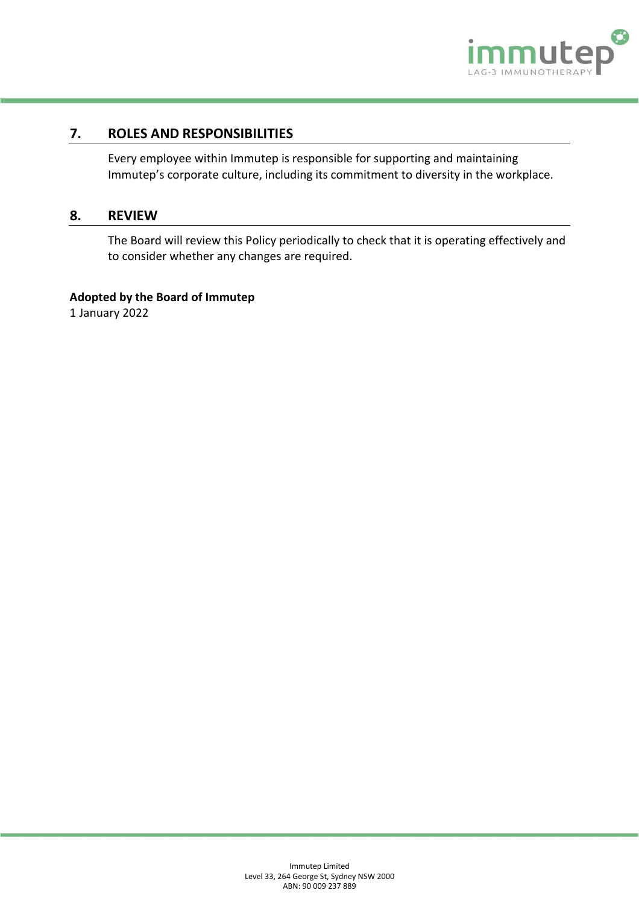## 7. ROLES AND RESPONSIBILITIES

Every employee within Immutep is responsible for supporting and maintaining Immutep's corporate culture, including its commitment to diversity in the workplace.

## 8. REVIEW

The Board will review this Policy periodically to check that it is operating effectively and to consider whether any changes are required.

**Adopted by the Board of Immutep**
1 January 2022